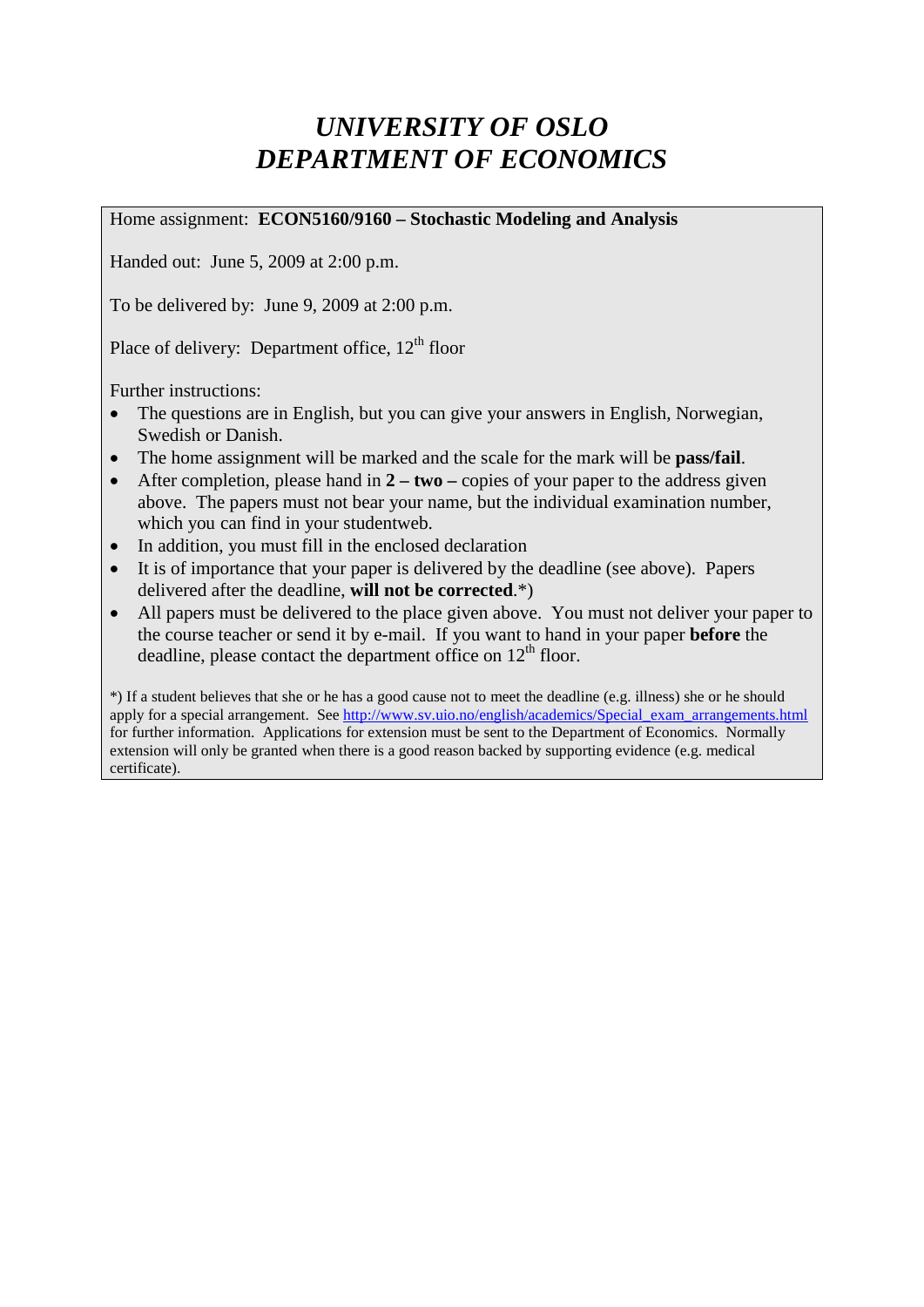# *UNIVERSITY OF OSLO*
# *DEPARTMENT OF ECONOMICS*

Home assignment: **ECON5160/9160 – Stochastic Modeling and Analysis**

Handed out: June 5, 2009 at 2:00 p.m.

To be delivered by: June 9, 2009 at 2:00 p.m.

Place of delivery: Department office, 12th floor

Further instructions:

- The questions are in English, but you can give your answers in English, Norwegian, Swedish or Danish.
- The home assignment will be marked and the scale for the mark will be **pass/fail**.
- After completion, please hand in **2 – two –** copies of your paper to the address given above. The papers must not bear your name, but the individual examination number, which you can find in your studentweb.
- In addition, you must fill in the enclosed declaration
- It is of importance that your paper is delivered by the deadline (see above). Papers delivered after the deadline, **will not be corrected**.*)
- All papers must be delivered to the place given above. You must not deliver your paper to the course teacher or send it by e-mail. If you want to hand in your paper **before** the deadline, please contact the department office on 12th floor.

*) If a student believes that she or he has a good cause not to meet the deadline (e.g. illness) she or he should apply for a special arrangement. See http://www.sv.uio.no/english/academics/Special_exam_arrangements.html for further information. Applications for extension must be sent to the Department of Economics. Normally extension will only be granted when there is a good reason backed by supporting evidence (e.g. medical certificate).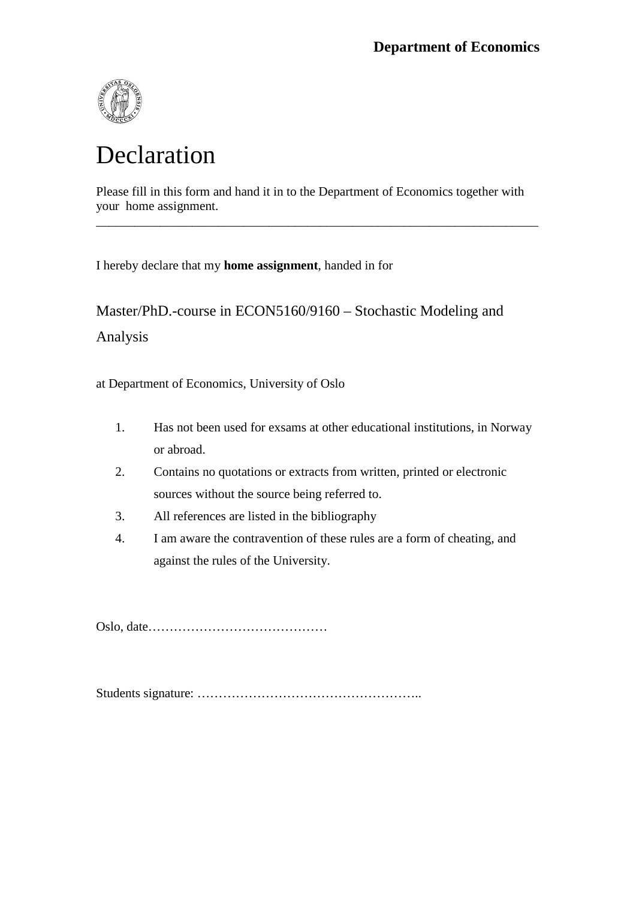**Department of Economics**

# Declaration

Please fill in this form and hand it in to the Department of Economics together with your home assignment.

---

I hereby declare that my **home assignment**, handed in for

Master/PhD.-course in ECON5160/9160 – Stochastic Modeling and Analysis

at Department of Economics, University of Oslo

1. Has not been used for exsams at other educational institutions, in Norway or abroad.
2. Contains no quotations or extracts from written, printed or electronic sources without the source being referred to.
3. All references are listed in the bibliography
4. I am aware the contravention of these rules are a form of cheating, and against the rules of the University.

Oslo, date……………………………………

Students signature: ……………………………………………..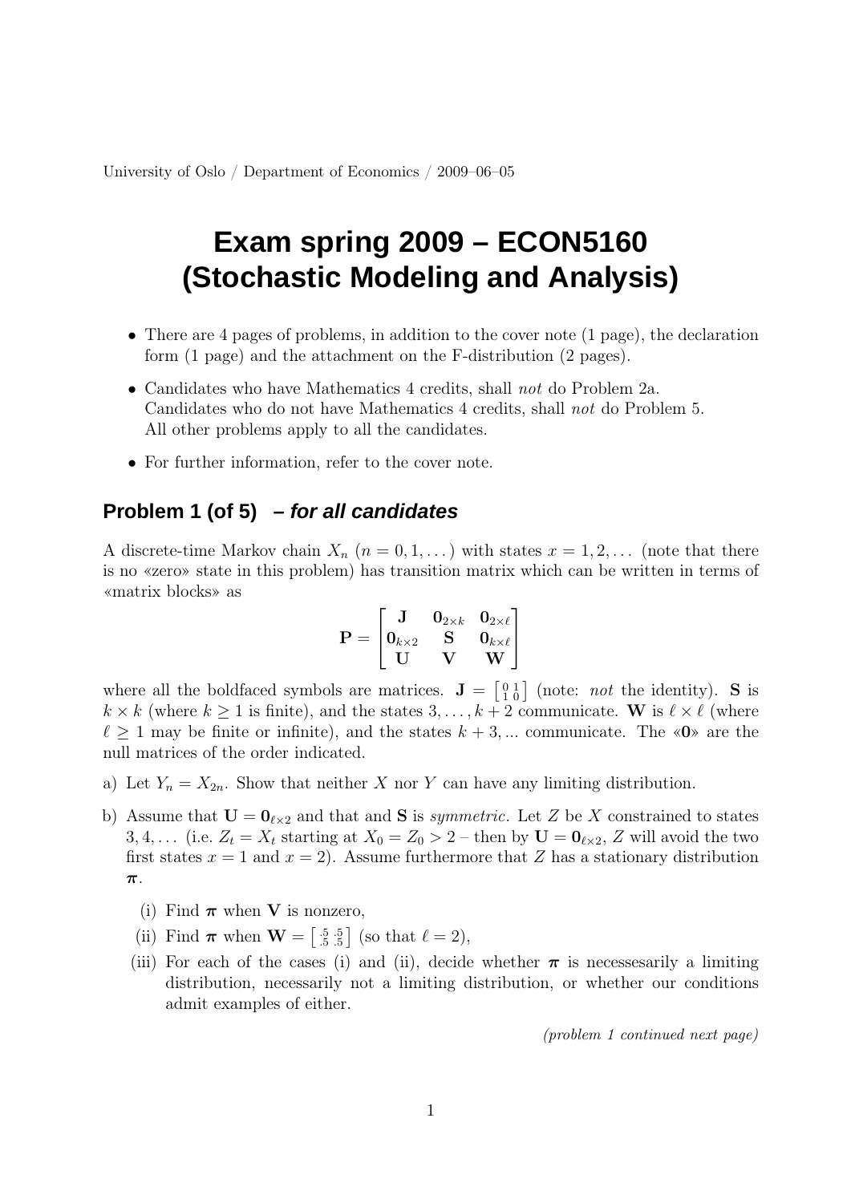University of Oslo / Department of Economics / 2009–06–05

# Exam spring 2009 – ECON5160 (Stochastic Modeling and Analysis)

- There are 4 pages of problems, in addition to the cover note (1 page), the declaration form (1 page) and the attachment on the F-distribution (2 pages).
- Candidates who have Mathematics 4 credits, shall *not* do Problem 2a. Candidates who do not have Mathematics 4 credits, shall *not* do Problem 5. All other problems apply to all the candidates.
- For further information, refer to the cover note.

## Problem 1 (of 5) – *for all candidates*

A discrete-time Markov chain $X_n$ $(n = 0, 1, \dots)$ with states $x = 1, 2, \dots$ (note that there is no «zero» state in this problem) has transition matrix which can be written in terms of «matrix blocks» as

$$\mathbf{P} = \begin{bmatrix} \mathbf{J} & \mathbf{0}_{2\times k} & \mathbf{0}_{2\times \ell} \\ \mathbf{0}_{k\times 2} & \mathbf{S} & \mathbf{0}_{k\times \ell} \\ \mathbf{U} & \mathbf{V} & \mathbf{W} \end{bmatrix}$$

where all the boldfaced symbols are matrices. $\mathbf{J} = \left[\begin{smallmatrix} 0 & 1 \\ 1 & 0 \end{smallmatrix}\right]$ (note: *not* the identity). $\mathbf{S}$ is $k \times k$ (where $k \geq 1$ is finite), and the states $3, \dots, k+2$ communicate. $\mathbf{W}$ is $\ell \times \ell$ (where $\ell \geq 1$ may be finite or infinite), and the states $k+3, \dots$ communicate. The «$\mathbf{0}$» are the null matrices of the order indicated.

a) Let $Y_n = X_{2n}$. Show that neither $X$ nor $Y$ can have any limiting distribution.

b) Assume that $\mathbf{U} = \mathbf{0}_{\ell\times 2}$ and that and $\mathbf{S}$ is *symmetric*. Let $Z$ be $X$ constrained to states $3, 4, \dots$ (i.e. $Z_t = X_t$ starting at $X_0 = Z_0 > 2$ – then by $\mathbf{U} = \mathbf{0}_{\ell\times 2}$, $Z$ will avoid the two first states $x = 1$ and $x = 2$). Assume furthermore that $Z$ has a stationary distribution $\boldsymbol{\pi}$.

   (i) Find $\boldsymbol{\pi}$ when $\mathbf{V}$ is nonzero,

   (ii) Find $\boldsymbol{\pi}$ when $\mathbf{W} = \left[\begin{smallmatrix} .5 & .5 \\ .5 & .5 \end{smallmatrix}\right]$ (so that $\ell = 2$),

   (iii) For each of the cases (i) and (ii), decide whether $\boldsymbol{\pi}$ is necessesarily a limiting distribution, necessarily not a limiting distribution, or whether our conditions admit examples of either.

*(problem 1 continued next page)*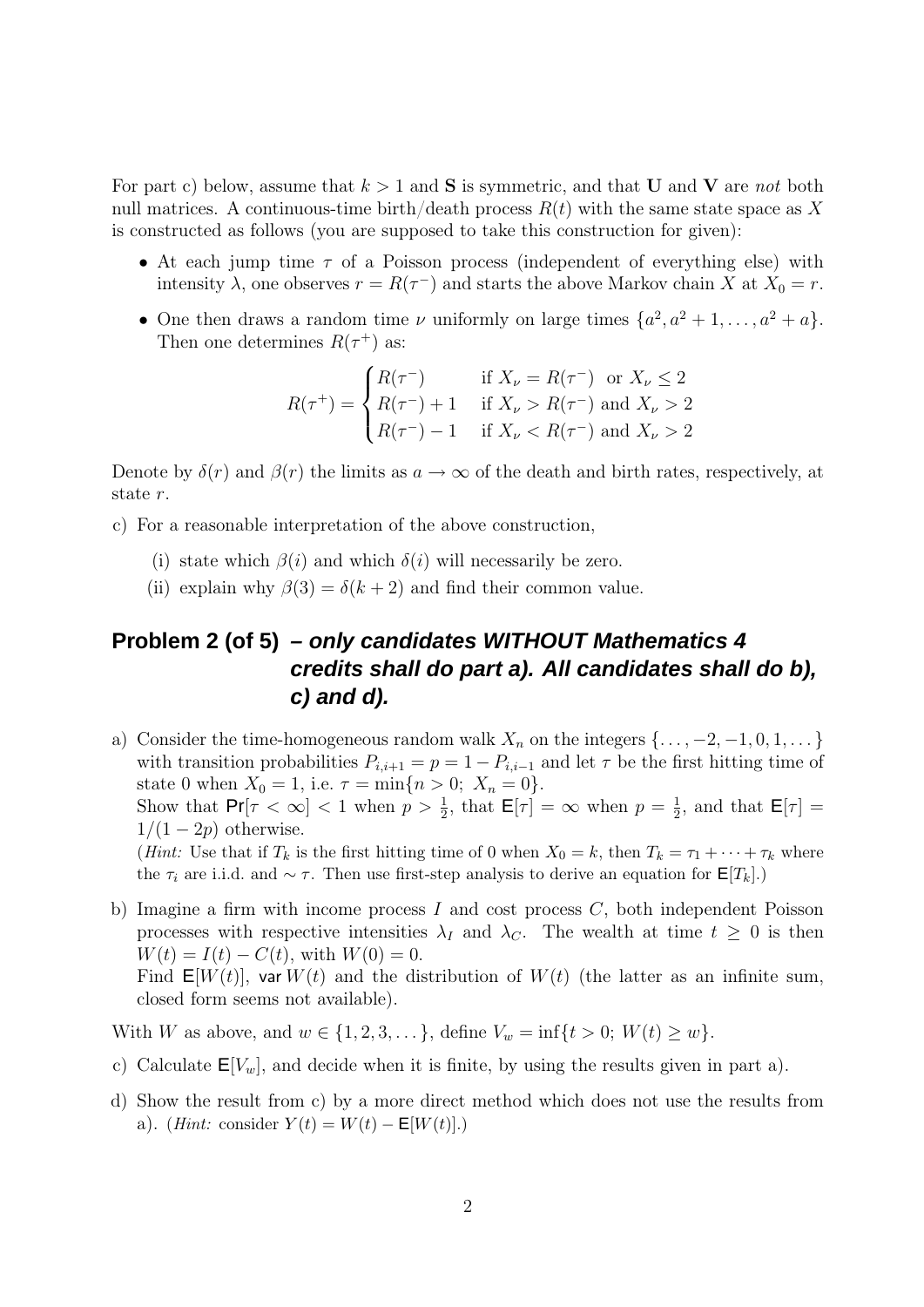For part c) below, assume that $k > 1$ and $\mathbf{S}$ is symmetric, and that $\mathbf{U}$ and $\mathbf{V}$ are *not* both null matrices. A continuous-time birth/death process $R(t)$ with the same state space as $X$ is constructed as follows (you are supposed to take this construction for given):

- At each jump time $\tau$ of a Poisson process (independent of everything else) with intensity $\lambda$, one observes $r = R(\tau^-)$ and starts the above Markov chain $X$ at $X_0 = r$.
- One then draws a random time $\nu$ uniformly on large times $\{a^2, a^2+1, \dots, a^2+a\}$. Then one determines $R(\tau^+)$ as:

$$R(\tau^+) = \begin{cases} R(\tau^-) & \text{if } X_\nu = R(\tau^-) \text{ or } X_\nu \leq 2 \\ R(\tau^-)+1 & \text{if } X_\nu > R(\tau^-) \text{ and } X_\nu > 2 \\ R(\tau^-)-1 & \text{if } X_\nu < R(\tau^-) \text{ and } X_\nu > 2 \end{cases}$$

Denote by $\delta(r)$ and $\beta(r)$ the limits as $a \to \infty$ of the death and birth rates, respectively, at state $r$.

c) For a reasonable interpretation of the above construction,

  (i) state which $\beta(i)$ and which $\delta(i)$ will necessarily be zero.

  (ii) explain why $\beta(3) = \delta(k+2)$ and find their common value.

## Problem 2 (of 5) – *only candidates WITHOUT Mathematics 4 credits shall do part a). All candidates shall do b), c) and d).*

a) Consider the time-homogeneous random walk $X_n$ on the integers $\{\dots, -2, -1, 0, 1, \dots\}$ with transition probabilities $P_{i,i+1} = p = 1 - P_{i,i-1}$ and let $\tau$ be the first hitting time of state 0 when $X_0 = 1$, i.e. $\tau = \min\{n > 0;\ X_n = 0\}$.
Show that $\mathsf{Pr}[\tau < \infty] < 1$ when $p > \frac{1}{2}$, that $\mathsf{E}[\tau] = \infty$ when $p = \frac{1}{2}$, and that $\mathsf{E}[\tau] = 1/(1-2p)$ otherwise.
(*Hint:* Use that if $T_k$ is the first hitting time of 0 when $X_0 = k$, then $T_k = \tau_1 + \cdots + \tau_k$ where the $\tau_i$ are i.i.d. and $\sim \tau$. Then use first-step analysis to derive an equation for $\mathsf{E}[T_k]$.)

b) Imagine a firm with income process $I$ and cost process $C$, both independent Poisson processes with respective intensities $\lambda_I$ and $\lambda_C$. The wealth at time $t \geq 0$ is then $W(t) = I(t) - C(t)$, with $W(0) = 0$.
Find $\mathsf{E}[W(t)]$, $\mathsf{var}\, W(t)$ and the distribution of $W(t)$ (the latter as an infinite sum, closed form seems not available).

With $W$ as above, and $w \in \{1, 2, 3, \dots\}$, define $V_w = \inf\{t > 0;\ W(t) \geq w\}$.

c) Calculate $\mathsf{E}[V_w]$, and decide when it is finite, by using the results given in part a).

d) Show the result from c) by a more direct method which does not use the results from a). (*Hint:* consider $Y(t) = W(t) - \mathsf{E}[W(t)]$.)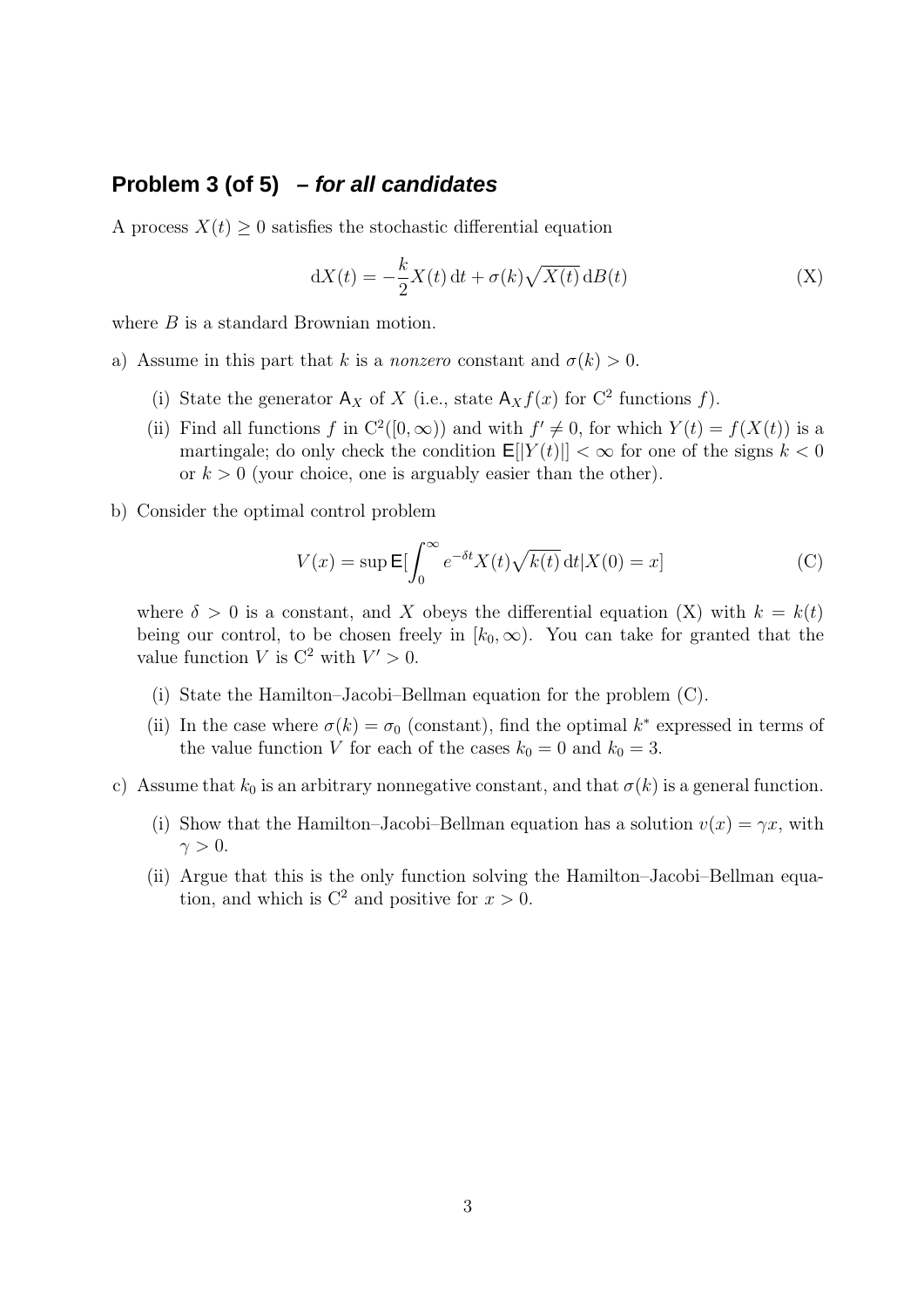## Problem 3 (of 5) – *for all candidates*

A process $X(t) \geq 0$ satisfies the stochastic differential equation

$$\mathrm{d}X(t) = -\frac{k}{2}X(t)\,\mathrm{d}t + \sigma(k)\sqrt{X(t)}\,\mathrm{d}B(t) \tag{X}$$

where $B$ is a standard Brownian motion.

a) Assume in this part that $k$ is a *nonzero* constant and $\sigma(k) > 0$.

   (i) State the generator $\mathsf{A}_X$ of $X$ (i.e., state $\mathsf{A}_X f(x)$ for $\mathrm{C}^2$ functions $f$).

   (ii) Find all functions $f$ in $\mathrm{C}^2([0,\infty))$ and with $f' \neq 0$, for which $Y(t) = f(X(t))$ is a martingale; do only check the condition $\mathsf{E}[|Y(t)|] < \infty$ for one of the signs $k < 0$ or $k > 0$ (your choice, one is arguably easier than the other).

b) Consider the optimal control problem

$$V(x) = \sup \mathsf{E}[\int_0^\infty e^{-\delta t} X(t)\sqrt{k(t)}\,\mathrm{d}t | X(0) = x] \tag{C}$$

where $\delta > 0$ is a constant, and $X$ obeys the differential equation (X) with $k = k(t)$ being our control, to be chosen freely in $[k_0, \infty)$. You can take for granted that the value function $V$ is $\mathrm{C}^2$ with $V' > 0$.

   (i) State the Hamilton–Jacobi–Bellman equation for the problem (C).

   (ii) In the case where $\sigma(k) = \sigma_0$ (constant), find the optimal $k^*$ expressed in terms of the value function $V$ for each of the cases $k_0 = 0$ and $k_0 = 3$.

c) Assume that $k_0$ is an arbitrary nonnegative constant, and that $\sigma(k)$ is a general function.

   (i) Show that the Hamilton–Jacobi–Bellman equation has a solution $v(x) = \gamma x$, with $\gamma > 0$.

   (ii) Argue that this is the only function solving the Hamilton–Jacobi–Bellman equation, and which is $\mathrm{C}^2$ and positive for $x > 0$.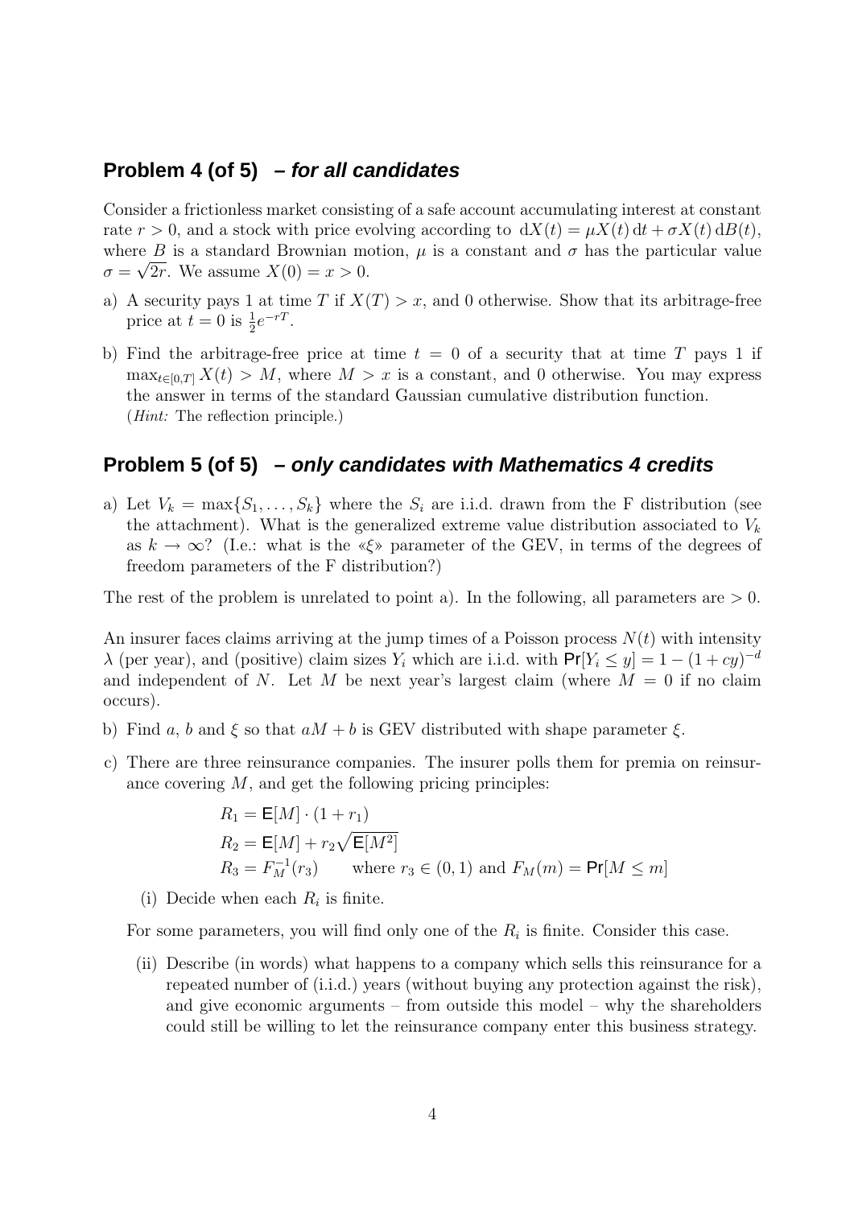## Problem 4 (of 5) – *for all candidates*

Consider a frictionless market consisting of a safe account accumulating interest at constant rate $r > 0$, and a stock with price evolving according to $\mathrm{d}X(t) = \mu X(t)\,\mathrm{d}t + \sigma X(t)\,\mathrm{d}B(t)$, where $B$ is a standard Brownian motion, $\mu$ is a constant and $\sigma$ has the particular value $\sigma = \sqrt{2r}$. We assume $X(0) = x > 0$.

a) A security pays 1 at time $T$ if $X(T) > x$, and 0 otherwise. Show that its arbitrage-free price at $t = 0$ is $\frac{1}{2}e^{-rT}$.

b) Find the arbitrage-free price at time $t = 0$ of a security that at time $T$ pays 1 if $\max_{t\in[0,T]} X(t) > M$, where $M > x$ is a constant, and 0 otherwise. You may express the answer in terms of the standard Gaussian cumulative distribution function.
(*Hint:* The reflection principle.)

## Problem 5 (of 5) – *only candidates with Mathematics 4 credits*

a) Let $V_k = \max\{S_1, \ldots, S_k\}$ where the $S_i$ are i.i.d. drawn from the F distribution (see the attachment). What is the generalized extreme value distribution associated to $V_k$ as $k \to \infty$? (I.e.: what is the «$\xi$» parameter of the GEV, in terms of the degrees of freedom parameters of the F distribution?)

The rest of the problem is unrelated to point a). In the following, all parameters are $> 0$.

An insurer faces claims arriving at the jump times of a Poisson process $N(t)$ with intensity $\lambda$ (per year), and (positive) claim sizes $Y_i$ which are i.i.d. with $\mathsf{Pr}[Y_i \le y] = 1 - (1 + cy)^{-d}$ and independent of $N$. Let $M$ be next year's largest claim (where $M = 0$ if no claim occurs).

b) Find $a$, $b$ and $\xi$ so that $aM + b$ is GEV distributed with shape parameter $\xi$.

c) There are three reinsurance companies. The insurer polls them for premia on reinsurance covering $M$, and get the following pricing principles:

$$R_1 = \mathsf{E}[M] \cdot (1 + r_1)$$
$$R_2 = \mathsf{E}[M] + r_2\sqrt{\mathsf{E}[M^2]}$$
$$R_3 = F_M^{-1}(r_3) \qquad \text{where } r_3 \in (0, 1) \text{ and } F_M(m) = \mathsf{Pr}[M \le m]$$

(i) Decide when each $R_i$ is finite.

For some parameters, you will find only one of the $R_i$ is finite. Consider this case.

(ii) Describe (in words) what happens to a company which sells this reinsurance for a repeated number of (i.i.d.) years (without buying any protection against the risk), and give economic arguments – from outside this model – why the shareholders could still be willing to let the reinsurance company enter this business strategy.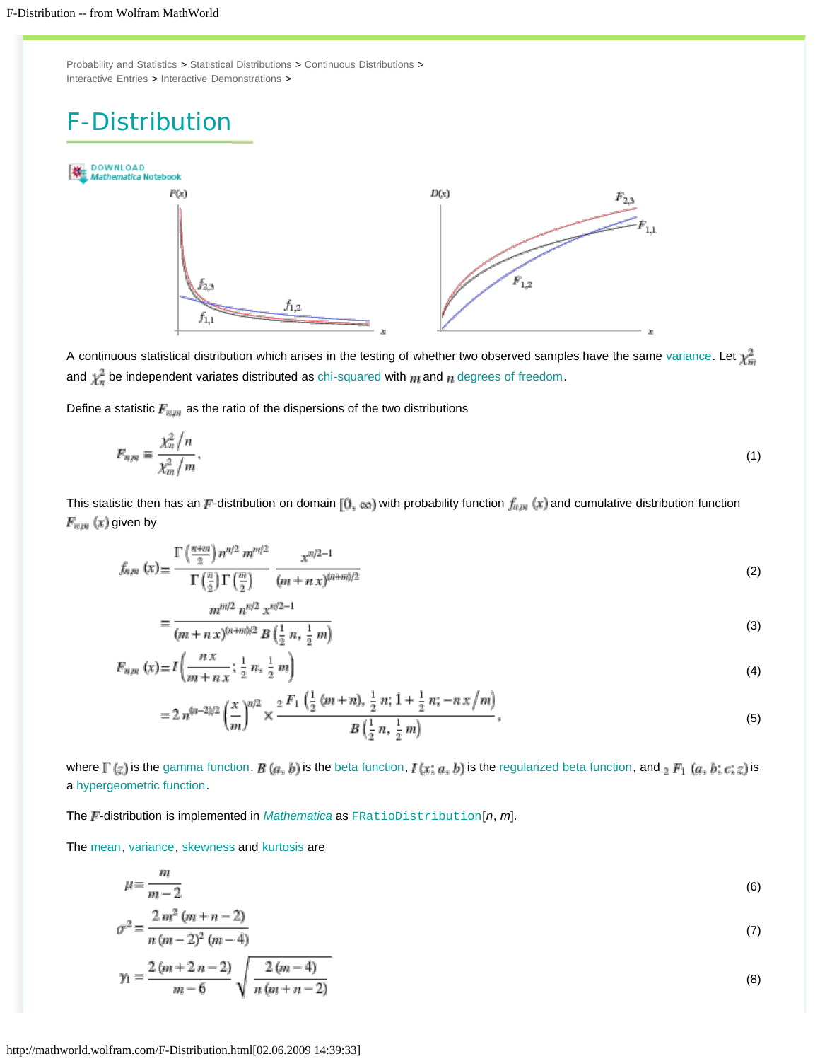Probability and Statistics > Statistical Distributions > Continuous Distributions > Interactive Entries > Interactive Demonstrations >

# F-Distribution

DOWNLOAD Mathematica Notebook

A continuous statistical distribution which arises in the testing of whether two observed samples have the same variance. Let $\chi_m^2$ and $\chi_n^2$ be independent variates distributed as chi-squared with $m$ and $n$ degrees of freedom.

Define a statistic $F_{n,m}$ as the ratio of the dispersions of the two distributions

$$F_{n,m} \equiv \frac{\chi_n^2 / n}{\chi_m^2 / m}. \tag{1}$$

This statistic then has an $F$-distribution on domain $[0, \infty)$ with probability function $f_{n,m}(x)$ and cumulative distribution function $F_{n,m}(x)$ given by

$$f_{n,m}(x) = \frac{\Gamma\left(\frac{n+m}{2}\right) n^{n/2} m^{m/2}}{\Gamma\left(\frac{n}{2}\right)\Gamma\left(\frac{m}{2}\right)} \frac{x^{n/2-1}}{(m+n x)^{(n+m)/2}} \tag{2}$$

$$= \frac{m^{m/2} n^{n/2} x^{n/2-1}}{(m+n x)^{(n+m)/2} B\left(\frac{1}{2} n, \frac{1}{2} m\right)} \tag{3}$$

$$F_{n,m}(x) = I\left(\frac{n x}{m+n x}; \frac{1}{2} n, \frac{1}{2} m\right) \tag{4}$$

$$= 2 n^{(n-2)/2} \left(\frac{x}{m}\right)^{n/2} \times \frac{{}_2F_1\left(\frac{1}{2}(m+n), \frac{1}{2} n; 1+\frac{1}{2} n; -n x / m\right)}{B\left(\frac{1}{2} n, \frac{1}{2} m\right)}, \tag{5}$$

where $\Gamma(z)$ is the gamma function, $B(a, b)$ is the beta function, $I(x; a, b)$ is the regularized beta function, and ${}_2F_1(a, b; c; z)$ is a hypergeometric function.

The $F$-distribution is implemented in *Mathematica* as `FRatioDistribution`[*n*, *m*].

The mean, variance, skewness and kurtosis are

$$\mu = \frac{m}{m-2} \tag{6}$$

$$\sigma^2 = \frac{2 m^2 (m+n-2)}{n (m-2)^2 (m-4)} \tag{7}$$

$$\gamma_1 = \frac{2 (m+2 n-2)}{m-6} \sqrt{\frac{2 (m-4)}{n (m+n-2)}} \tag{8}$$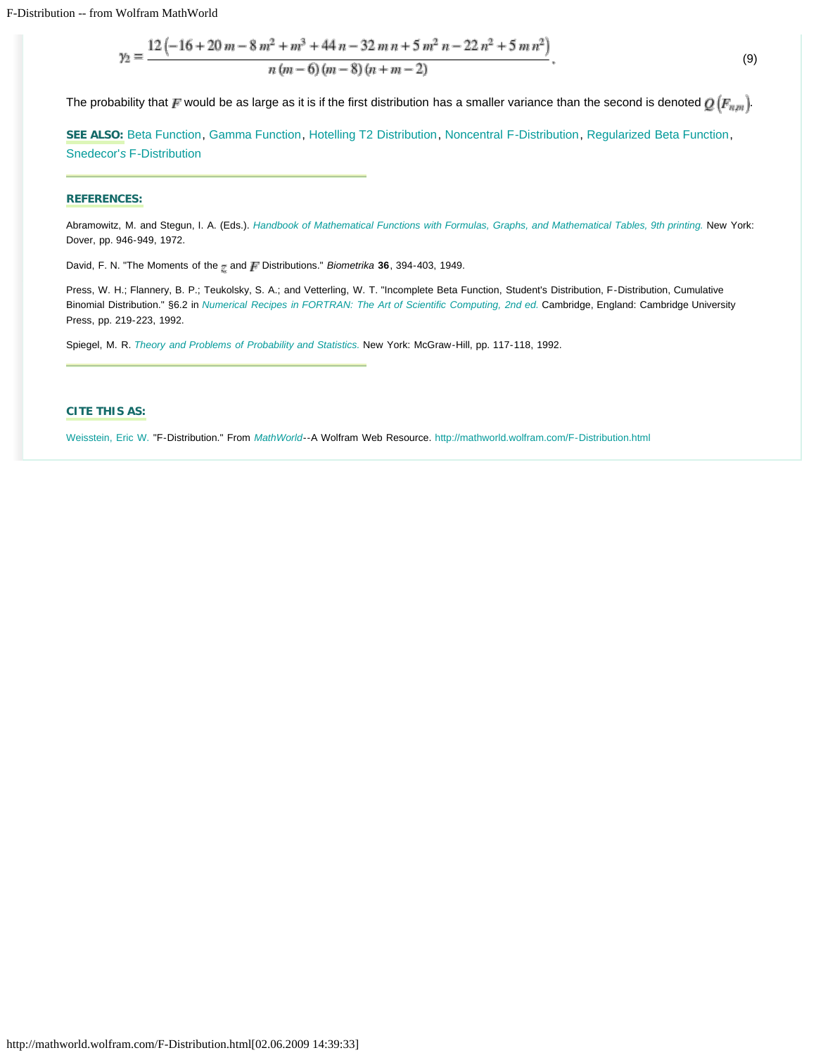$$\gamma_2 = \frac{12\left(-16 + 20\,m - 8\,m^2 + m^3 + 44\,n - 32\,m\,n + 5\,m^2\,n - 22\,n^2 + 5\,m\,n^2\right)}{n\,(m-6)\,(m-8)\,(n+m-2)}. \tag{9}$$

The probability that $F$ would be as large as it is if the first distribution has a smaller variance than the second is denoted $Q\left(F_{n,m}\right)$.

**SEE ALSO:** Beta Function, Gamma Function, Hotelling T2 Distribution, Noncentral F-Distribution, Regularized Beta Function, Snedecor's F-Distribution

## REFERENCES:

Abramowitz, M. and Stegun, I. A. (Eds.). *Handbook of Mathematical Functions with Formulas, Graphs, and Mathematical Tables, 9th printing.* New York: Dover, pp. 946-949, 1972.

David, F. N. "The Moments of the $z$ and $F$ Distributions." *Biometrika* **36**, 394-403, 1949.

Press, W. H.; Flannery, B. P.; Teukolsky, S. A.; and Vetterling, W. T. "Incomplete Beta Function, Student's Distribution, F-Distribution, Cumulative Binomial Distribution." §6.2 in *Numerical Recipes in FORTRAN: The Art of Scientific Computing, 2nd ed.* Cambridge, England: Cambridge University Press, pp. 219-223, 1992.

Spiegel, M. R. *Theory and Problems of Probability and Statistics.* New York: McGraw-Hill, pp. 117-118, 1992.

## CITE THIS AS:

Weisstein, Eric W. "F-Distribution." From *MathWorld*--A Wolfram Web Resource. http://mathworld.wolfram.com/F-Distribution.html